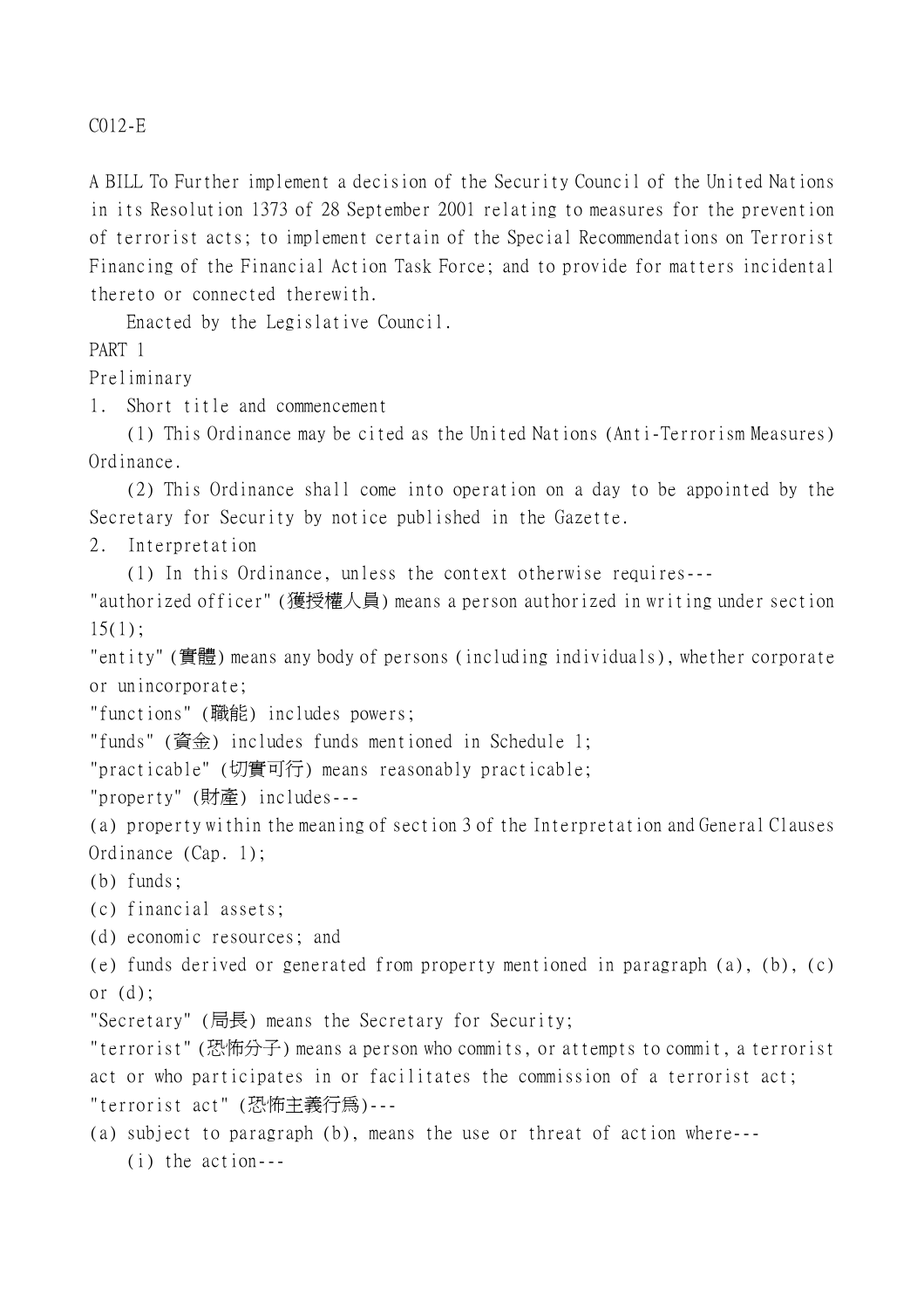C012-E

A BILL To Further implement a decision of the Security Council of the United Nations in its Resolution 1373 of 28 September 2001 relating to measures for the prevention of terrorist acts; to implement certain of the Special Recommendations on Terrorist Financing of the Financial Action Task Force; and to provide for matters incidental thereto or connected therewith.

Enacted by the Legislative Council.

## PART 1

## Preliminary

### 1. Short title and commencement

(1) This Ordinance may be cited as the United Nations (Anti-Terrorism Measures) Ordinance.

(2) This Ordinance shall come into operation on a day to be appointed by the Secretary for Security by notice published in the Gazette.

### 2. Interpretation

(1) In this Ordinance, unless the context otherwise requires---

"authorized officer" (獲授權人員) means a person authorized in writing under section 15(1);

"entity" (實體) means any body of persons (including individuals), whether corporate or unincorporate;

"functions" (職能) includes powers;

"funds" (資金) includes funds mentioned in Schedule 1;

"practicable" (切實可行) means reasonably practicable;

"property" (財產) includes---

(a) property within the meaning of section 3 of the Interpretation and General Clauses Ordinance (Cap. 1);

(b) funds;

(c) financial assets;

(d) economic resources; and

(e) funds derived or generated from property mentioned in paragraph (a), (b), (c) or (d);

"Secretary" (局長) means the Secretary for Security;

"terrorist" (恐怖分子) means a person who commits, or attempts to commit, a terrorist act or who participates in or facilitates the commission of a terrorist act;

"terrorist act" (恐怖主義行爲)---

(a) subject to paragraph (b), means the use or threat of action where---

(i) the action---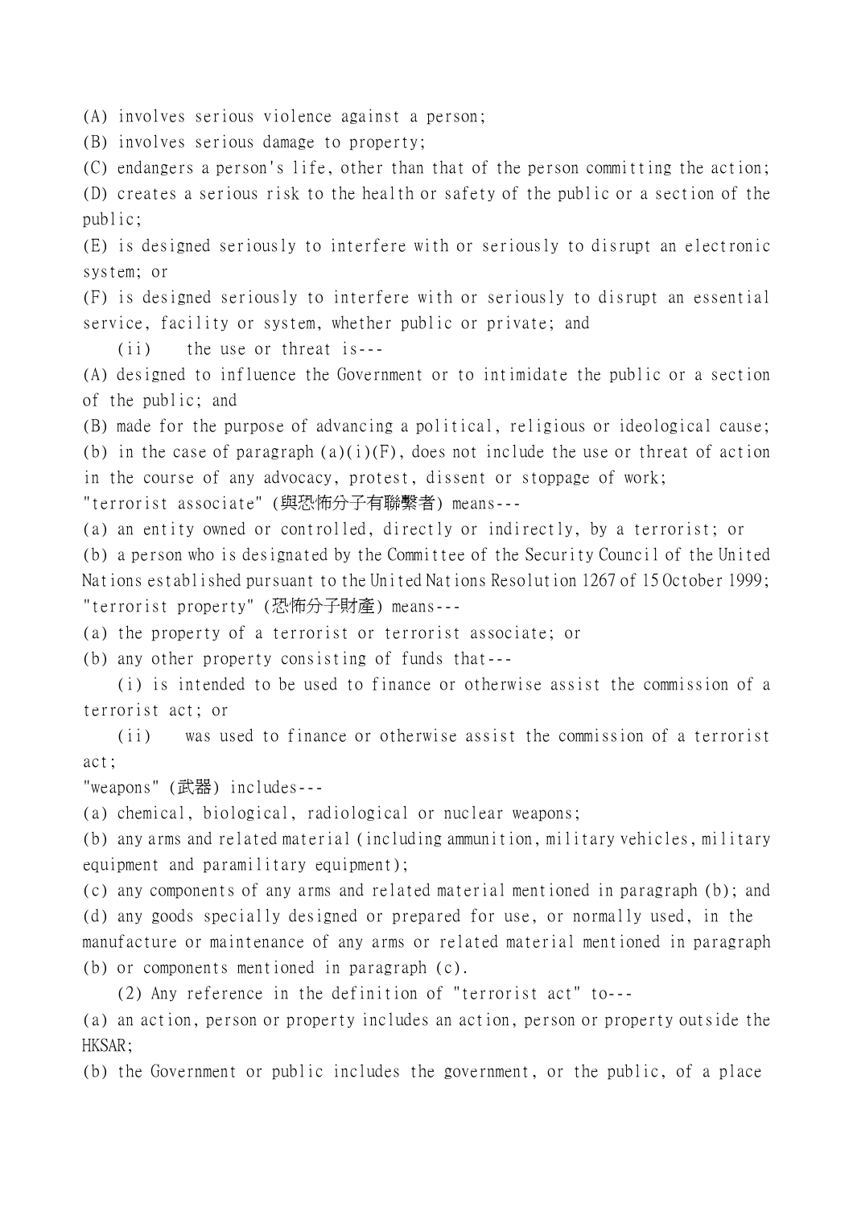(A) involves serious violence against a person;

(B) involves serious damage to property;

(C) endangers a person's life, other than that of the person committing the action;

(D) creates a serious risk to the health or safety of the public or a section of the public;

(E) is designed seriously to interfere with or seriously to disrupt an electronic system; or

(F) is designed seriously to interfere with or seriously to disrupt an essential service, facility or system, whether public or private; and

(ii) the use or threat is---

(A) designed to influence the Government or to intimidate the public or a section of the public; and

(B) made for the purpose of advancing a political, religious or ideological cause;

(b) in the case of paragraph (a)(i)(F), does not include the use or threat of action in the course of any advocacy, protest, dissent or stoppage of work;

"terrorist associate" (與恐怖分子有聯繫者) means---

(a) an entity owned or controlled, directly or indirectly, by a terrorist; or

(b) a person who is designated by the Committee of the Security Council of the United Nations established pursuant to the United Nations Resolution 1267 of 15 October 1999;

"terrorist property" (恐怖分子財產) means---

(a) the property of a terrorist or terrorist associate; or

(b) any other property consisting of funds that---

(i) is intended to be used to finance or otherwise assist the commission of a terrorist act; or

(ii) was used to finance or otherwise assist the commission of a terrorist act;

"weapons" (武器) includes---

(a) chemical, biological, radiological or nuclear weapons;

(b) any arms and related material (including ammunition, military vehicles, military equipment and paramilitary equipment);

(c) any components of any arms and related material mentioned in paragraph (b); and

(d) any goods specially designed or prepared for use, or normally used, in the manufacture or maintenance of any arms or related material mentioned in paragraph (b) or components mentioned in paragraph (c).

(2) Any reference in the definition of "terrorist act" to---

(a) an action, person or property includes an action, person or property outside the HKSAR;

(b) the Government or public includes the government, or the public, of a place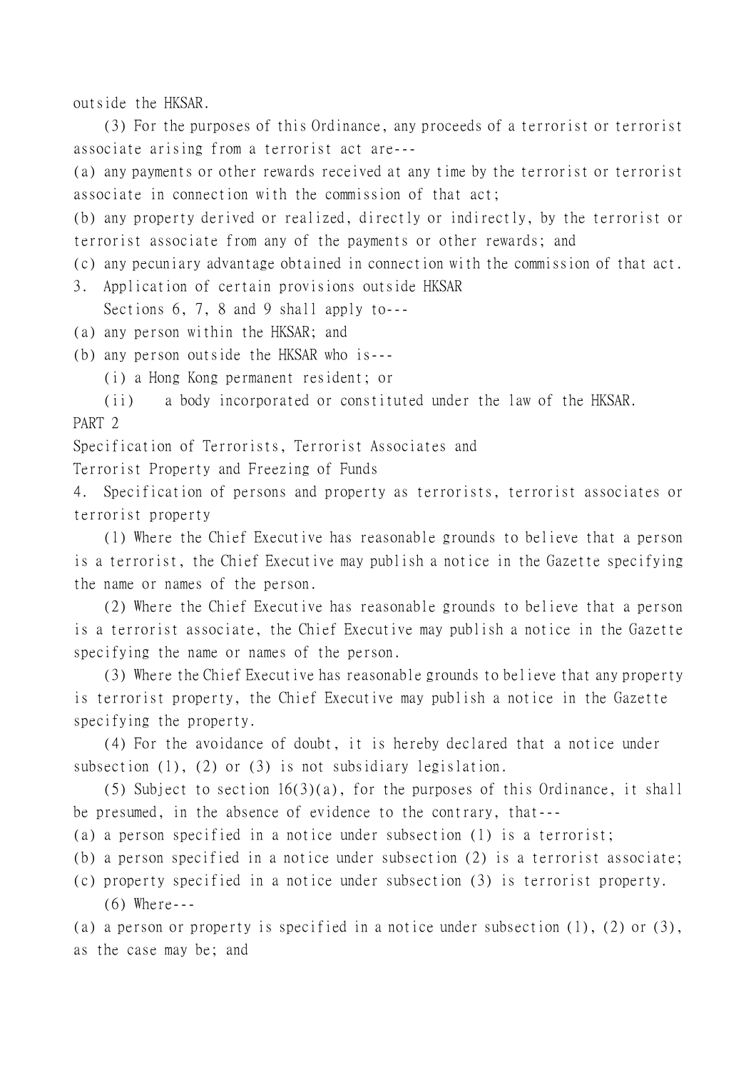outside the HKSAR.

(3) For the purposes of this Ordinance, any proceeds of a terrorist or terrorist associate arising from a terrorist act are---

(a) any payments or other rewards received at any time by the terrorist or terrorist associate in connection with the commission of that act;

(b) any property derived or realized, directly or indirectly, by the terrorist or terrorist associate from any of the payments or other rewards; and

(c) any pecuniary advantage obtained in connection with the commission of that act.

3. Application of certain provisions outside HKSAR

Sections 6, 7, 8 and 9 shall apply to---

(a) any person within the HKSAR; and

(b) any person outside the HKSAR who is---

(i) a Hong Kong permanent resident; or

(ii) a body incorporated or constituted under the law of the HKSAR.

PART 2

Specification of Terrorists, Terrorist Associates and Terrorist Property and Freezing of Funds

4. Specification of persons and property as terrorists, terrorist associates or terrorist property

(1) Where the Chief Executive has reasonable grounds to believe that a person is a terrorist, the Chief Executive may publish a notice in the Gazette specifying the name or names of the person.

(2) Where the Chief Executive has reasonable grounds to believe that a person is a terrorist associate, the Chief Executive may publish a notice in the Gazette specifying the name or names of the person.

(3) Where the Chief Executive has reasonable grounds to believe that any property is terrorist property, the Chief Executive may publish a notice in the Gazette specifying the property.

(4) For the avoidance of doubt, it is hereby declared that a notice under subsection (1), (2) or (3) is not subsidiary legislation.

(5) Subject to section 16(3)(a), for the purposes of this Ordinance, it shall be presumed, in the absence of evidence to the contrary, that---

(a) a person specified in a notice under subsection (1) is a terrorist;

(b) a person specified in a notice under subsection (2) is a terrorist associate;

(c) property specified in a notice under subsection (3) is terrorist property.

(6) Where---

(a) a person or property is specified in a notice under subsection (1), (2) or (3), as the case may be; and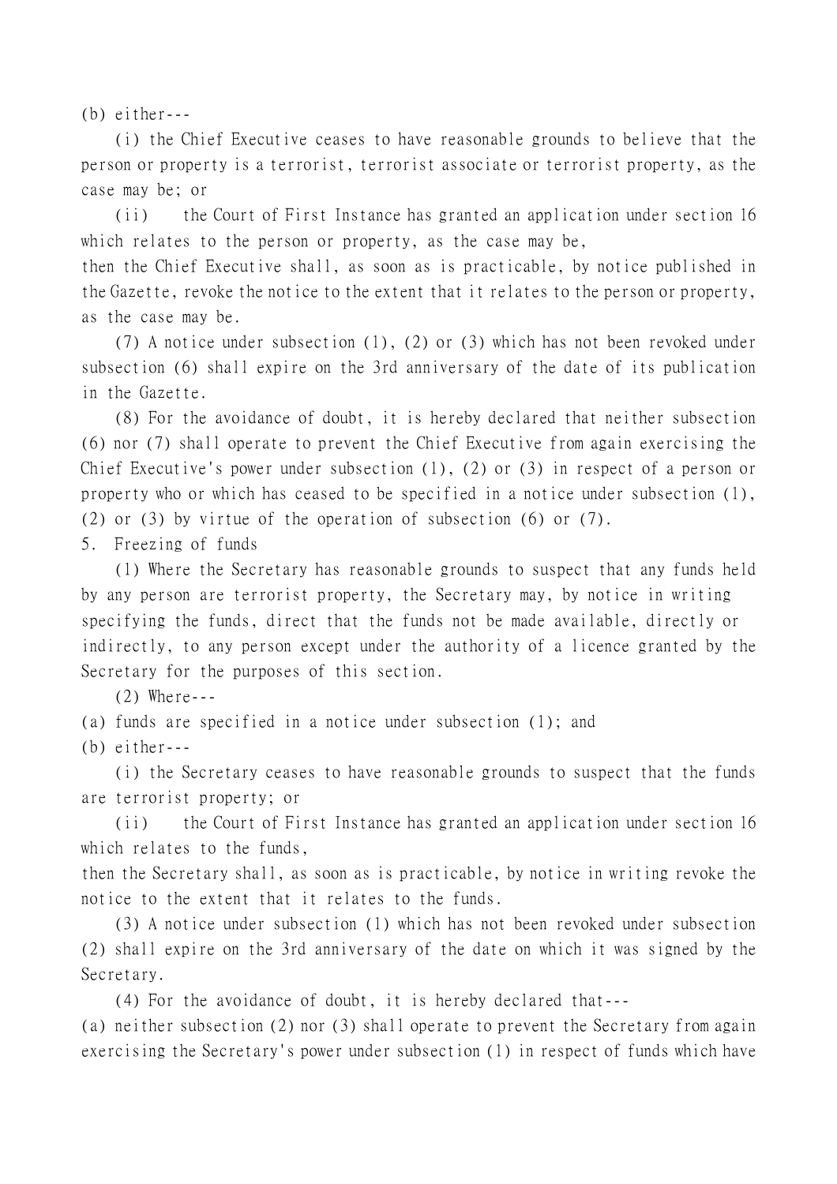(b) either---

(i) the Chief Executive ceases to have reasonable grounds to believe that the person or property is a terrorist, terrorist associate or terrorist property, as the case may be; or

(ii) the Court of First Instance has granted an application under section 16 which relates to the person or property, as the case may be,

then the Chief Executive shall, as soon as is practicable, by notice published in the Gazette, revoke the notice to the extent that it relates to the person or property, as the case may be.

(7) A notice under subsection (1), (2) or (3) which has not been revoked under subsection (6) shall expire on the 3rd anniversary of the date of its publication in the Gazette.

(8) For the avoidance of doubt, it is hereby declared that neither subsection (6) nor (7) shall operate to prevent the Chief Executive from again exercising the Chief Executive's power under subsection (1), (2) or (3) in respect of a person or property who or which has ceased to be specified in a notice under subsection (1), (2) or (3) by virtue of the operation of subsection (6) or (7).

5. Freezing of funds

(1) Where the Secretary has reasonable grounds to suspect that any funds held by any person are terrorist property, the Secretary may, by notice in writing specifying the funds, direct that the funds not be made available, directly or indirectly, to any person except under the authority of a licence granted by the Secretary for the purposes of this section.

(2) Where---

(a) funds are specified in a notice under subsection (1); and

(b) either---

(i) the Secretary ceases to have reasonable grounds to suspect that the funds are terrorist property; or

(ii) the Court of First Instance has granted an application under section 16 which relates to the funds,

then the Secretary shall, as soon as is practicable, by notice in writing revoke the notice to the extent that it relates to the funds.

(3) A notice under subsection (1) which has not been revoked under subsection (2) shall expire on the 3rd anniversary of the date on which it was signed by the Secretary.

(4) For the avoidance of doubt, it is hereby declared that---

(a) neither subsection (2) nor (3) shall operate to prevent the Secretary from again exercising the Secretary's power under subsection (1) in respect of funds which have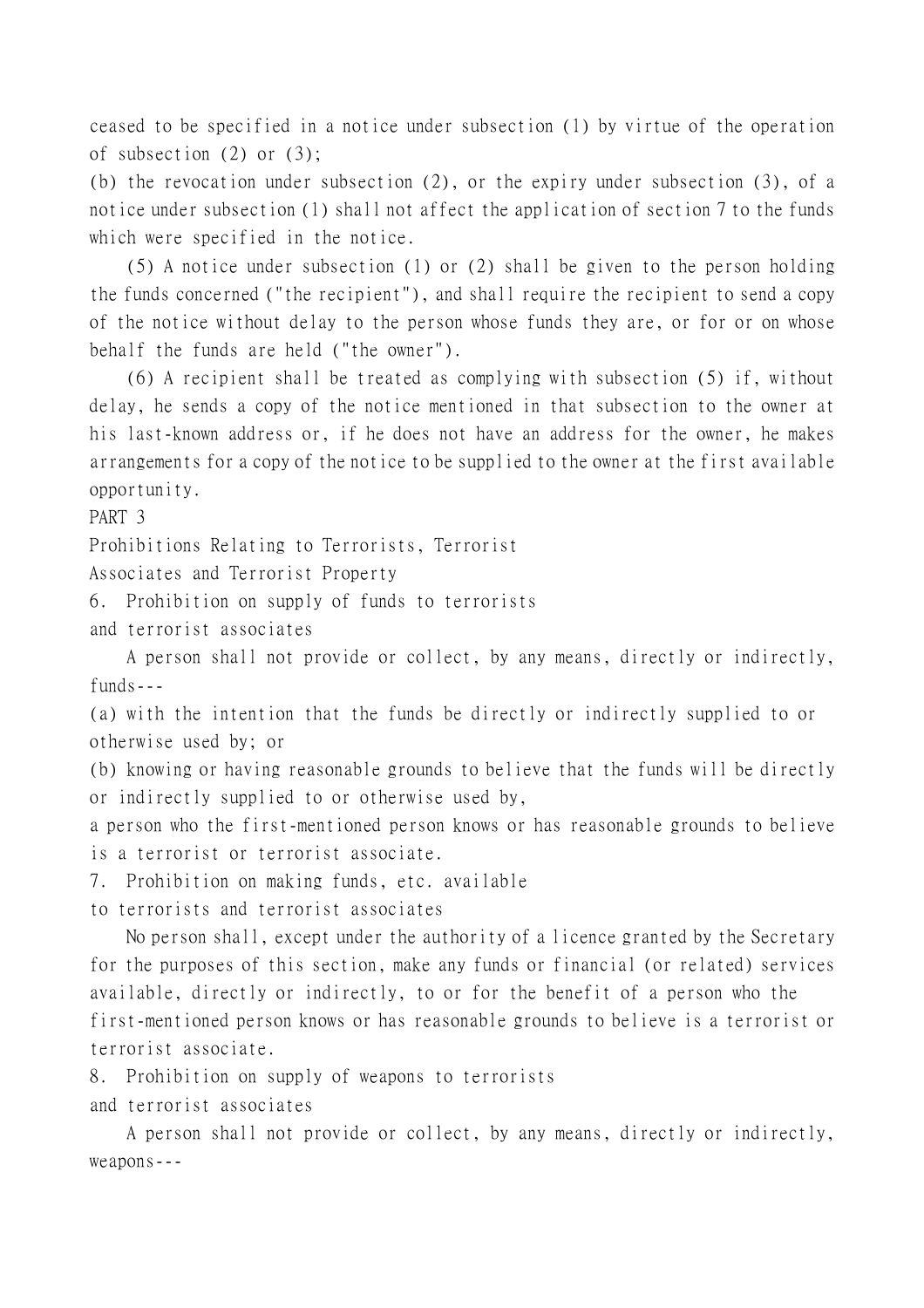ceased to be specified in a notice under subsection (1) by virtue of the operation of subsection (2) or (3);

(b) the revocation under subsection (2), or the expiry under subsection (3), of a notice under subsection (1) shall not affect the application of section 7 to the funds which were specified in the notice.

(5) A notice under subsection (1) or (2) shall be given to the person holding the funds concerned ("the recipient"), and shall require the recipient to send a copy of the notice without delay to the person whose funds they are, or for or on whose behalf the funds are held ("the owner").

(6) A recipient shall be treated as complying with subsection (5) if, without delay, he sends a copy of the notice mentioned in that subsection to the owner at his last-known address or, if he does not have an address for the owner, he makes arrangements for a copy of the notice to be supplied to the owner at the first available opportunity.

## PART 3

## Prohibitions Relating to Terrorists, Terrorist Associates and Terrorist Property

### 6. Prohibition on supply of funds to terrorists and terrorist associates

A person shall not provide or collect, by any means, directly or indirectly, funds---

(a) with the intention that the funds be directly or indirectly supplied to or otherwise used by; or

(b) knowing or having reasonable grounds to believe that the funds will be directly or indirectly supplied to or otherwise used by,

a person who the first-mentioned person knows or has reasonable grounds to believe is a terrorist or terrorist associate.

### 7. Prohibition on making funds, etc. available to terrorists and terrorist associates

No person shall, except under the authority of a licence granted by the Secretary for the purposes of this section, make any funds or financial (or related) services available, directly or indirectly, to or for the benefit of a person who the first-mentioned person knows or has reasonable grounds to believe is a terrorist or terrorist associate.

### 8. Prohibition on supply of weapons to terrorists and terrorist associates

A person shall not provide or collect, by any means, directly or indirectly, weapons---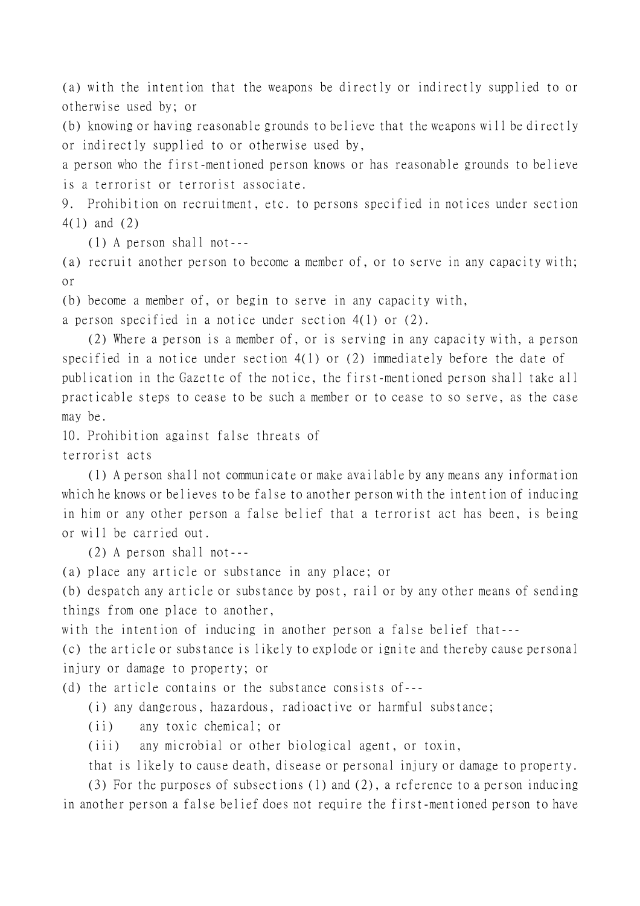(a) with the intention that the weapons be directly or indirectly supplied to or otherwise used by; or

(b) knowing or having reasonable grounds to believe that the weapons will be directly or indirectly supplied to or otherwise used by,

a person who the first-mentioned person knows or has reasonable grounds to believe is a terrorist or terrorist associate.

9. Prohibition on recruitment, etc. to persons specified in notices under section 4(1) and (2)

(1) A person shall not---

(a) recruit another person to become a member of, or to serve in any capacity with; or

(b) become a member of, or begin to serve in any capacity with,

a person specified in a notice under section 4(1) or (2).

(2) Where a person is a member of, or is serving in any capacity with, a person specified in a notice under section 4(1) or (2) immediately before the date of publication in the Gazette of the notice, the first-mentioned person shall take all practicable steps to cease to be such a member or to cease to so serve, as the case may be.

10. Prohibition against false threats of terrorist acts

(1) A person shall not communicate or make available by any means any information which he knows or believes to be false to another person with the intention of inducing in him or any other person a false belief that a terrorist act has been, is being or will be carried out.

(2) A person shall not---

(a) place any article or substance in any place; or

(b) despatch any article or substance by post, rail or by any other means of sending things from one place to another,

with the intention of inducing in another person a false belief that---

(c) the article or substance is likely to explode or ignite and thereby cause personal injury or damage to property; or

(d) the article contains or the substance consists of---

(i) any dangerous, hazardous, radioactive or harmful substance;

(ii) any toxic chemical; or

(iii) any microbial or other biological agent, or toxin,

that is likely to cause death, disease or personal injury or damage to property.

(3) For the purposes of subsections (1) and (2), a reference to a person inducing in another person a false belief does not require the first-mentioned person to have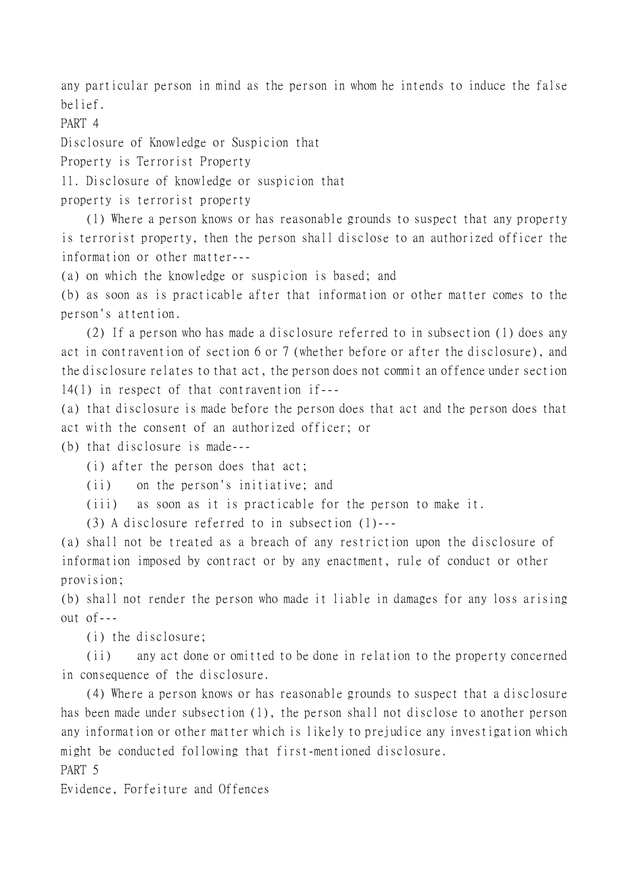any particular person in mind as the person in whom he intends to induce the false belief.

## PART 4

## Disclosure of Knowledge or Suspicion that Property is Terrorist Property

### 11. Disclosure of knowledge or suspicion that property is terrorist property

(1) Where a person knows or has reasonable grounds to suspect that any property is terrorist property, then the person shall disclose to an authorized officer the information or other matter---

(a) on which the knowledge or suspicion is based; and

(b) as soon as is practicable after that information or other matter comes to the person's attention.

(2) If a person who has made a disclosure referred to in subsection (1) does any act in contravention of section 6 or 7 (whether before or after the disclosure), and the disclosure relates to that act, the person does not commit an offence under section 14(1) in respect of that contravention if---

(a) that disclosure is made before the person does that act and the person does that act with the consent of an authorized officer; or

(b) that disclosure is made---

(i) after the person does that act;

(ii) on the person's initiative; and

(iii) as soon as it is practicable for the person to make it.

(3) A disclosure referred to in subsection (1)---

(a) shall not be treated as a breach of any restriction upon the disclosure of information imposed by contract or by any enactment, rule of conduct or other provision;

(b) shall not render the person who made it liable in damages for any loss arising out of---

(i) the disclosure;

(ii) any act done or omitted to be done in relation to the property concerned in consequence of the disclosure.

(4) Where a person knows or has reasonable grounds to suspect that a disclosure has been made under subsection (1), the person shall not disclose to another person any information or other matter which is likely to prejudice any investigation which might be conducted following that first-mentioned disclosure.

## PART 5

## Evidence, Forfeiture and Offences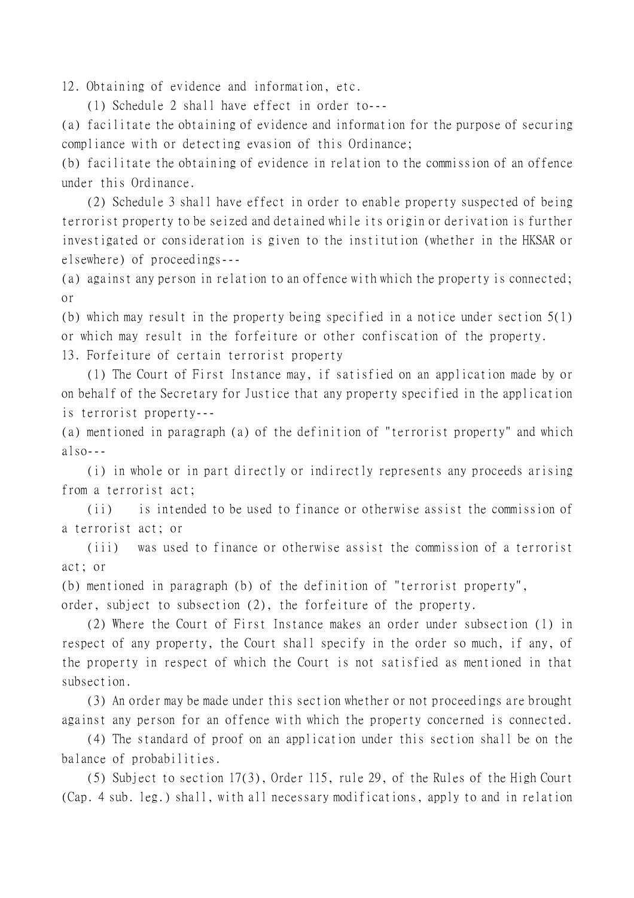12. Obtaining of evidence and information, etc.

(1) Schedule 2 shall have effect in order to---

(a) facilitate the obtaining of evidence and information for the purpose of securing compliance with or detecting evasion of this Ordinance;

(b) facilitate the obtaining of evidence in relation to the commission of an offence under this Ordinance.

(2) Schedule 3 shall have effect in order to enable property suspected of being terrorist property to be seized and detained while its origin or derivation is further investigated or consideration is given to the institution (whether in the HKSAR or elsewhere) of proceedings---

(a) against any person in relation to an offence with which the property is connected; or

(b) which may result in the property being specified in a notice under section 5(1) or which may result in the forfeiture or other confiscation of the property.

13. Forfeiture of certain terrorist property

(1) The Court of First Instance may, if satisfied on an application made by or on behalf of the Secretary for Justice that any property specified in the application is terrorist property---

(a) mentioned in paragraph (a) of the definition of "terrorist property" and which also---

(i) in whole or in part directly or indirectly represents any proceeds arising from a terrorist act;

(ii) is intended to be used to finance or otherwise assist the commission of a terrorist act; or

(iii) was used to finance or otherwise assist the commission of a terrorist act; or

(b) mentioned in paragraph (b) of the definition of "terrorist property",

order, subject to subsection (2), the forfeiture of the property.

(2) Where the Court of First Instance makes an order under subsection (1) in respect of any property, the Court shall specify in the order so much, if any, of the property in respect of which the Court is not satisfied as mentioned in that subsection.

(3) An order may be made under this section whether or not proceedings are brought against any person for an offence with which the property concerned is connected.

(4) The standard of proof on an application under this section shall be on the balance of probabilities.

(5) Subject to section 17(3), Order 115, rule 29, of the Rules of the High Court (Cap. 4 sub. leg.) shall, with all necessary modifications, apply to and in relation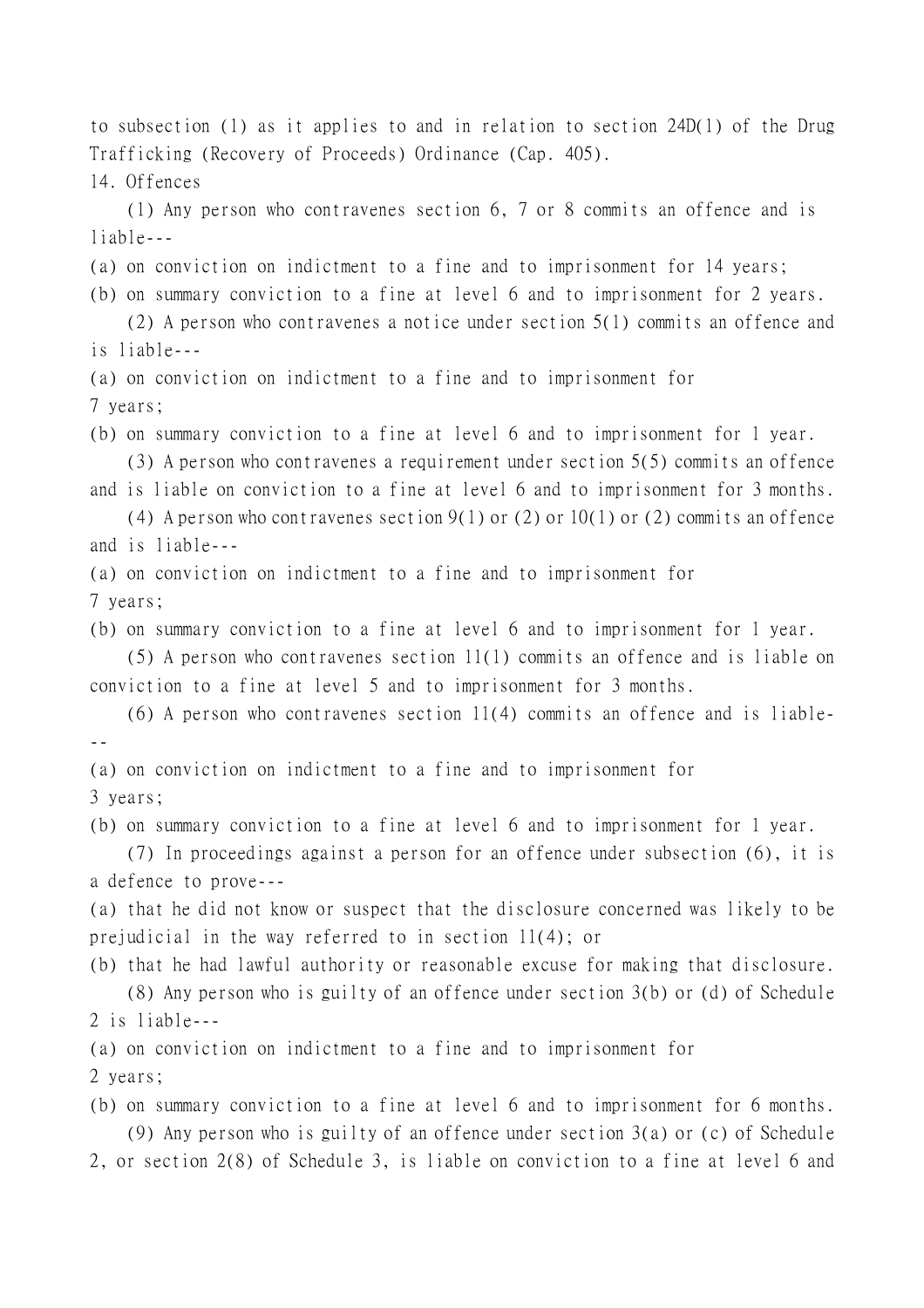to subsection (1) as it applies to and in relation to section 24D(1) of the Drug Trafficking (Recovery of Proceeds) Ordinance (Cap. 405).

## 14. Offences

(1) Any person who contravenes section 6, 7 or 8 commits an offence and is liable---

(a) on conviction on indictment to a fine and to imprisonment for 14 years;

(b) on summary conviction to a fine at level 6 and to imprisonment for 2 years.

(2) A person who contravenes a notice under section 5(1) commits an offence and is liable---

(a) on conviction on indictment to a fine and to imprisonment for 7 years;

(b) on summary conviction to a fine at level 6 and to imprisonment for 1 year.

(3) A person who contravenes a requirement under section 5(5) commits an offence and is liable on conviction to a fine at level 6 and to imprisonment for 3 months.

(4) A person who contravenes section 9(1) or (2) or 10(1) or (2) commits an offence and is liable---

(a) on conviction on indictment to a fine and to imprisonment for 7 years;

(b) on summary conviction to a fine at level 6 and to imprisonment for 1 year.

(5) A person who contravenes section 11(1) commits an offence and is liable on conviction to a fine at level 5 and to imprisonment for 3 months.

(6) A person who contravenes section 11(4) commits an offence and is liable---

(a) on conviction on indictment to a fine and to imprisonment for 3 years;

(b) on summary conviction to a fine at level 6 and to imprisonment for 1 year.

(7) In proceedings against a person for an offence under subsection (6), it is a defence to prove---

(a) that he did not know or suspect that the disclosure concerned was likely to be prejudicial in the way referred to in section 11(4); or

(b) that he had lawful authority or reasonable excuse for making that disclosure.

(8) Any person who is guilty of an offence under section 3(b) or (d) of Schedule 2 is liable---

(a) on conviction on indictment to a fine and to imprisonment for 2 years;

(b) on summary conviction to a fine at level 6 and to imprisonment for 6 months.

(9) Any person who is guilty of an offence under section 3(a) or (c) of Schedule 2, or section 2(8) of Schedule 3, is liable on conviction to a fine at level 6 and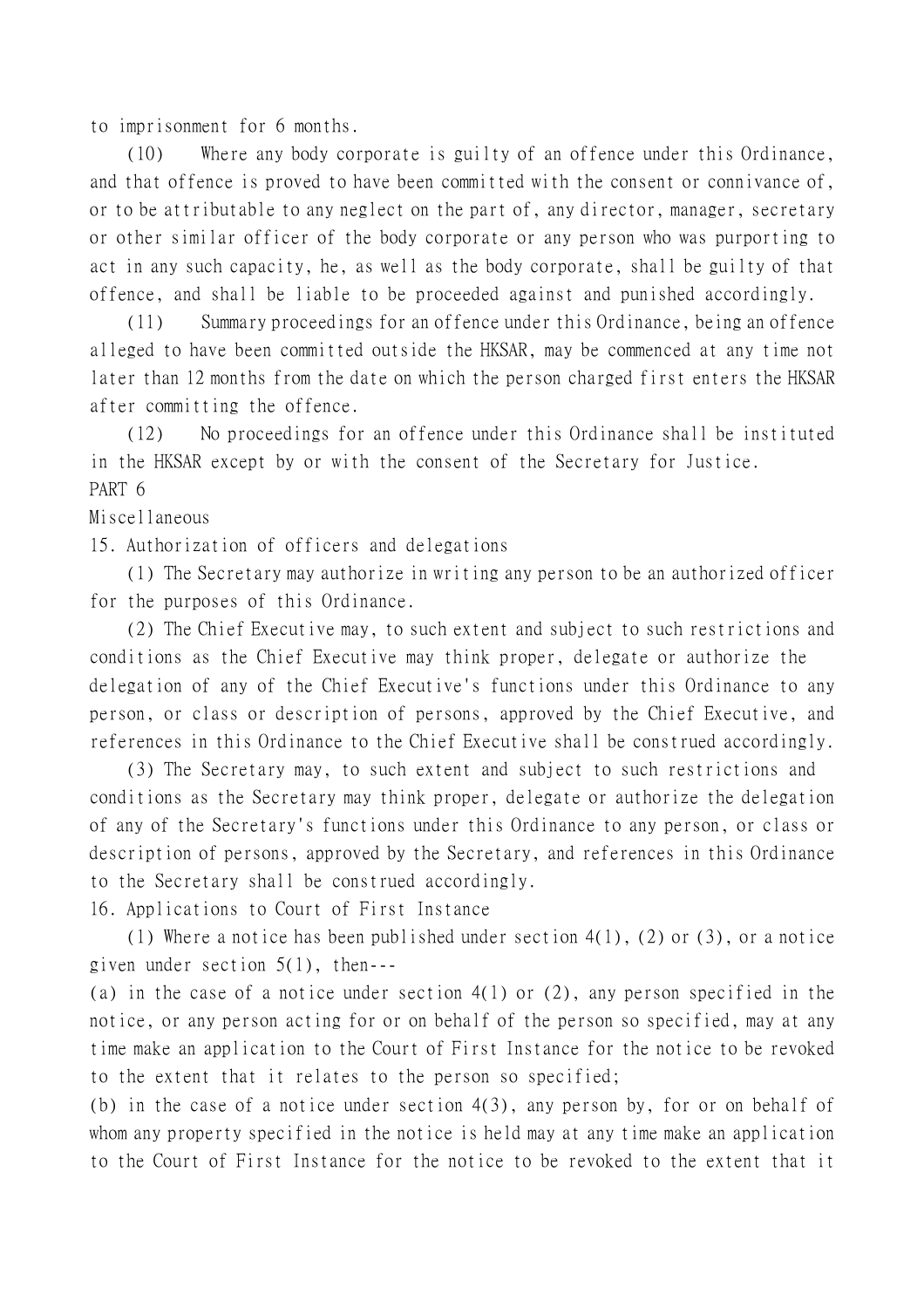to imprisonment for 6 months.

(10) Where any body corporate is guilty of an offence under this Ordinance, and that offence is proved to have been committed with the consent or connivance of, or to be attributable to any neglect on the part of, any director, manager, secretary or other similar officer of the body corporate or any person who was purporting to act in any such capacity, he, as well as the body corporate, shall be guilty of that offence, and shall be liable to be proceeded against and punished accordingly.

(11) Summary proceedings for an offence under this Ordinance, being an offence alleged to have been committed outside the HKSAR, may be commenced at any time not later than 12 months from the date on which the person charged first enters the HKSAR after committing the offence.

(12) No proceedings for an offence under this Ordinance shall be instituted in the HKSAR except by or with the consent of the Secretary for Justice.

## PART 6

## Miscellaneous

### 15. Authorization of officers and delegations

(1) The Secretary may authorize in writing any person to be an authorized officer for the purposes of this Ordinance.

(2) The Chief Executive may, to such extent and subject to such restrictions and conditions as the Chief Executive may think proper, delegate or authorize the delegation of any of the Chief Executive's functions under this Ordinance to any person, or class or description of persons, approved by the Chief Executive, and references in this Ordinance to the Chief Executive shall be construed accordingly.

(3) The Secretary may, to such extent and subject to such restrictions and conditions as the Secretary may think proper, delegate or authorize the delegation of any of the Secretary's functions under this Ordinance to any person, or class or description of persons, approved by the Secretary, and references in this Ordinance to the Secretary shall be construed accordingly.

### 16. Applications to Court of First Instance

(1) Where a notice has been published under section 4(1), (2) or (3), or a notice given under section 5(1), then---

(a) in the case of a notice under section 4(1) or (2), any person specified in the notice, or any person acting for or on behalf of the person so specified, may at any time make an application to the Court of First Instance for the notice to be revoked to the extent that it relates to the person so specified;

(b) in the case of a notice under section 4(3), any person by, for or on behalf of whom any property specified in the notice is held may at any time make an application to the Court of First Instance for the notice to be revoked to the extent that it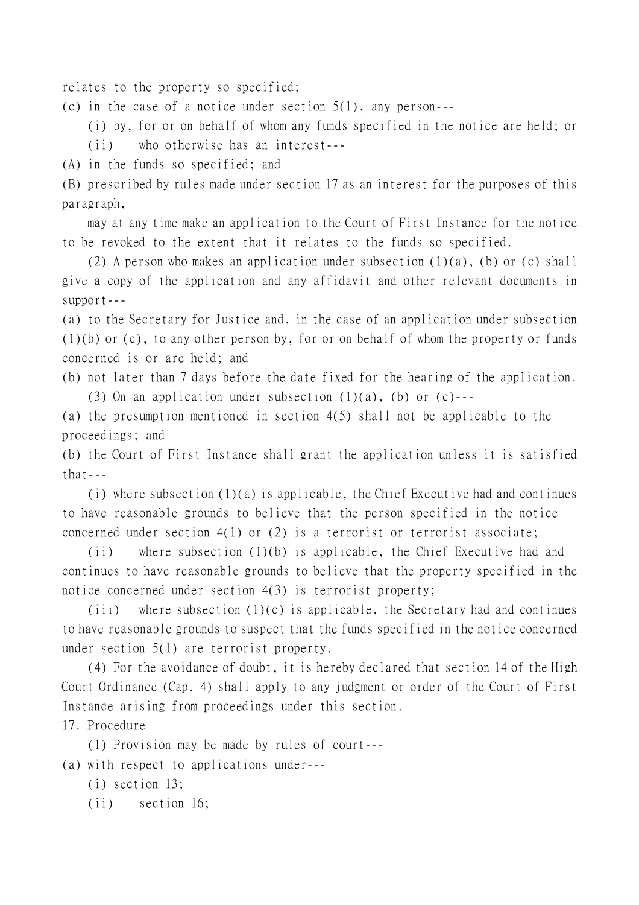relates to the property so specified;

(c) in the case of a notice under section 5(1), any person---

(i) by, for or on behalf of whom any funds specified in the notice are held; or

(ii) who otherwise has an interest---

(A) in the funds so specified; and

(B) prescribed by rules made under section 17 as an interest for the purposes of this paragraph,

may at any time make an application to the Court of First Instance for the notice to be revoked to the extent that it relates to the funds so specified.

(2) A person who makes an application under subsection (1)(a), (b) or (c) shall give a copy of the application and any affidavit and other relevant documents in support---

(a) to the Secretary for Justice and, in the case of an application under subsection (1)(b) or (c), to any other person by, for or on behalf of whom the property or funds concerned is or are held; and

(b) not later than 7 days before the date fixed for the hearing of the application.

(3) On an application under subsection (1)(a), (b) or (c)---

(a) the presumption mentioned in section 4(5) shall not be applicable to the proceedings; and

(b) the Court of First Instance shall grant the application unless it is satisfied that---

(i) where subsection (1)(a) is applicable, the Chief Executive had and continues to have reasonable grounds to believe that the person specified in the notice concerned under section 4(1) or (2) is a terrorist or terrorist associate;

(ii) where subsection (1)(b) is applicable, the Chief Executive had and continues to have reasonable grounds to believe that the property specified in the notice concerned under section 4(3) is terrorist property;

(iii) where subsection (1)(c) is applicable, the Secretary had and continues to have reasonable grounds to suspect that the funds specified in the notice concerned under section 5(1) are terrorist property.

(4) For the avoidance of doubt, it is hereby declared that section 14 of the High Court Ordinance (Cap. 4) shall apply to any judgment or order of the Court of First Instance arising from proceedings under this section.

17. Procedure

(1) Provision may be made by rules of court---

(a) with respect to applications under---

(i) section 13;

(ii) section 16;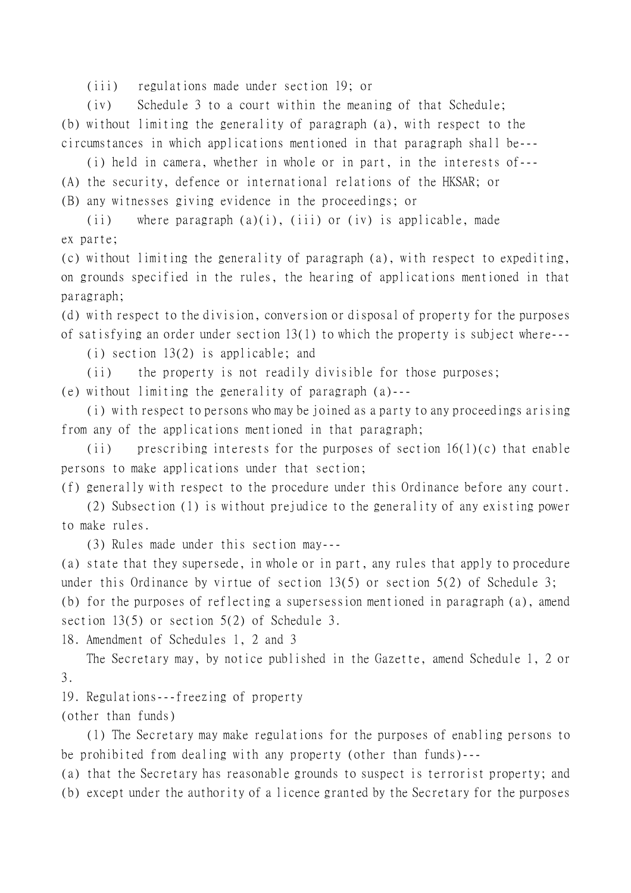(iii) regulations made under section 19; or

(iv) Schedule 3 to a court within the meaning of that Schedule;

(b) without limiting the generality of paragraph (a), with respect to the circumstances in which applications mentioned in that paragraph shall be---

(i) held in camera, whether in whole or in part, in the interests of---

(A) the security, defence or international relations of the HKSAR; or

(B) any witnesses giving evidence in the proceedings; or

(ii) where paragraph (a)(i), (iii) or (iv) is applicable, made ex parte;

(c) without limiting the generality of paragraph (a), with respect to expediting, on grounds specified in the rules, the hearing of applications mentioned in that paragraph;

(d) with respect to the division, conversion or disposal of property for the purposes of satisfying an order under section 13(1) to which the property is subject where---

(i) section 13(2) is applicable; and

(ii) the property is not readily divisible for those purposes;

(e) without limiting the generality of paragraph (a)---

(i) with respect to persons who may be joined as a party to any proceedings arising from any of the applications mentioned in that paragraph;

(ii) prescribing interests for the purposes of section 16(1)(c) that enable persons to make applications under that section;

(f) generally with respect to the procedure under this Ordinance before any court.

(2) Subsection (1) is without prejudice to the generality of any existing power to make rules.

(3) Rules made under this section may---

(a) state that they supersede, in whole or in part, any rules that apply to procedure under this Ordinance by virtue of section 13(5) or section 5(2) of Schedule 3;

(b) for the purposes of reflecting a supersession mentioned in paragraph (a), amend section 13(5) or section 5(2) of Schedule 3.

18. Amendment of Schedules 1, 2 and 3

The Secretary may, by notice published in the Gazette, amend Schedule 1, 2 or 3.

19. Regulations---freezing of property (other than funds)

(1) The Secretary may make regulations for the purposes of enabling persons to be prohibited from dealing with any property (other than funds)---

(a) that the Secretary has reasonable grounds to suspect is terrorist property; and

(b) except under the authority of a licence granted by the Secretary for the purposes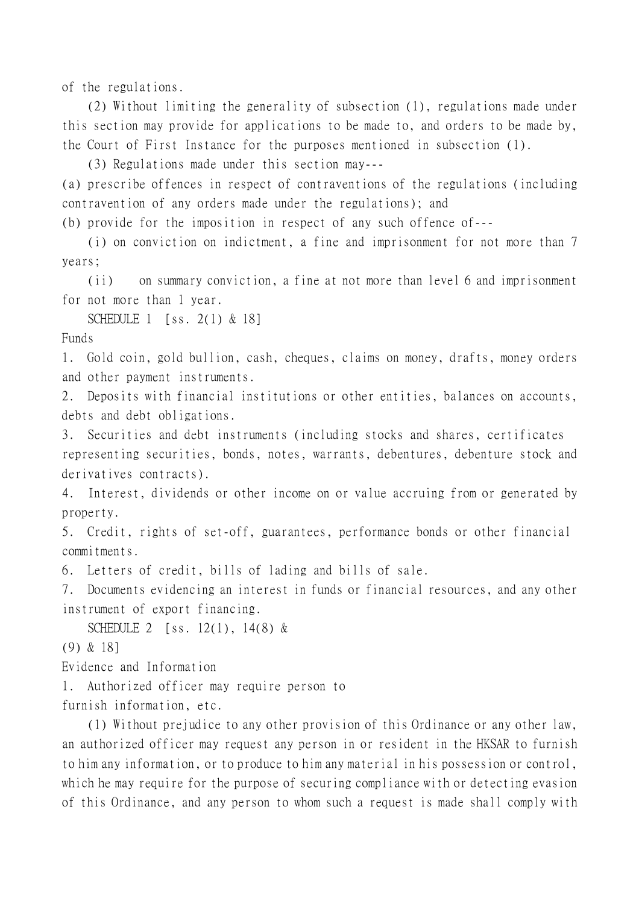of the regulations.

(2) Without limiting the generality of subsection (1), regulations made under this section may provide for applications to be made to, and orders to be made by, the Court of First Instance for the purposes mentioned in subsection (1).

(3) Regulations made under this section may---

(a) prescribe offences in respect of contraventions of the regulations (including contravention of any orders made under the regulations); and

(b) provide for the imposition in respect of any such offence of---

(i) on conviction on indictment, a fine and imprisonment for not more than 7 years;

(ii) on summary conviction, a fine at not more than level 6 and imprisonment for not more than 1 year.

## SCHEDULE 1 [ss. 2(1) & 18]

### Funds

1. Gold coin, gold bullion, cash, cheques, claims on money, drafts, money orders and other payment instruments.
2. Deposits with financial institutions or other entities, balances on accounts, debts and debt obligations.
3. Securities and debt instruments (including stocks and shares, certificates representing securities, bonds, notes, warrants, debentures, debenture stock and derivatives contracts).
4. Interest, dividends or other income on or value accruing from or generated by property.
5. Credit, rights of set-off, guarantees, performance bonds or other financial commitments.
6. Letters of credit, bills of lading and bills of sale.
7. Documents evidencing an interest in funds or financial resources, and any other instrument of export financing.

## SCHEDULE 2 [ss. 12(1), 14(8) & (9) & 18]

### Evidence and Information

1. Authorized officer may require person to furnish information, etc.

(1) Without prejudice to any other provision of this Ordinance or any other law, an authorized officer may request any person in or resident in the HKSAR to furnish to him any information, or to produce to him any material in his possession or control, which he may require for the purpose of securing compliance with or detecting evasion of this Ordinance, and any person to whom such a request is made shall comply with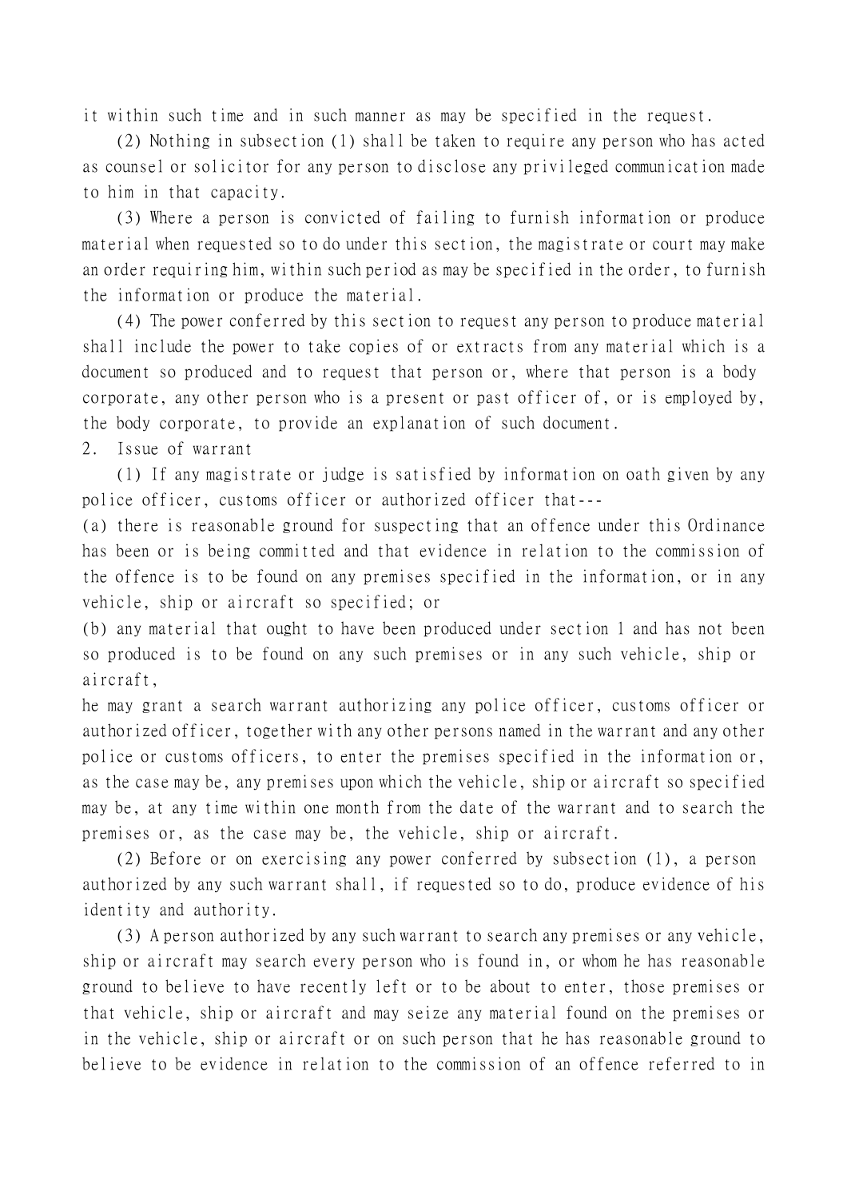it within such time and in such manner as may be specified in the request.

(2) Nothing in subsection (1) shall be taken to require any person who has acted as counsel or solicitor for any person to disclose any privileged communication made to him in that capacity.

(3) Where a person is convicted of failing to furnish information or produce material when requested so to do under this section, the magistrate or court may make an order requiring him, within such period as may be specified in the order, to furnish the information or produce the material.

(4) The power conferred by this section to request any person to produce material shall include the power to take copies of or extracts from any material which is a document so produced and to request that person or, where that person is a body corporate, any other person who is a present or past officer of, or is employed by, the body corporate, to provide an explanation of such document.

2. Issue of warrant

(1) If any magistrate or judge is satisfied by information on oath given by any police officer, customs officer or authorized officer that---

(a) there is reasonable ground for suspecting that an offence under this Ordinance has been or is being committed and that evidence in relation to the commission of the offence is to be found on any premises specified in the information, or in any vehicle, ship or aircraft so specified; or

(b) any material that ought to have been produced under section 1 and has not been so produced is to be found on any such premises or in any such vehicle, ship or aircraft,

he may grant a search warrant authorizing any police officer, customs officer or authorized officer, together with any other persons named in the warrant and any other police or customs officers, to enter the premises specified in the information or, as the case may be, any premises upon which the vehicle, ship or aircraft so specified may be, at any time within one month from the date of the warrant and to search the premises or, as the case may be, the vehicle, ship or aircraft.

(2) Before or on exercising any power conferred by subsection (1), a person authorized by any such warrant shall, if requested so to do, produce evidence of his identity and authority.

(3) A person authorized by any such warrant to search any premises or any vehicle, ship or aircraft may search every person who is found in, or whom he has reasonable ground to believe to have recently left or to be about to enter, those premises or that vehicle, ship or aircraft and may seize any material found on the premises or in the vehicle, ship or aircraft or on such person that he has reasonable ground to believe to be evidence in relation to the commission of an offence referred to in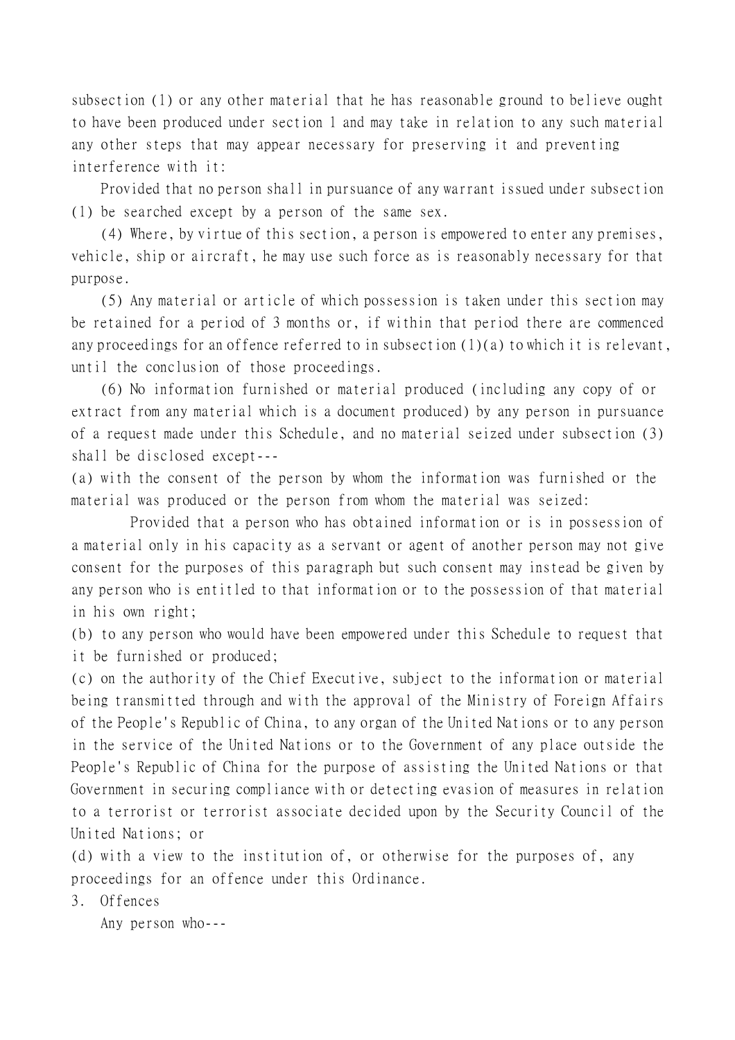subsection (1) or any other material that he has reasonable ground to believe ought to have been produced under section 1 and may take in relation to any such material any other steps that may appear necessary for preserving it and preventing interference with it:

Provided that no person shall in pursuance of any warrant issued under subsection (1) be searched except by a person of the same sex.

(4) Where, by virtue of this section, a person is empowered to enter any premises, vehicle, ship or aircraft, he may use such force as is reasonably necessary for that purpose.

(5) Any material or article of which possession is taken under this section may be retained for a period of 3 months or, if within that period there are commenced any proceedings for an offence referred to in subsection (1)(a) to which it is relevant, until the conclusion of those proceedings.

(6) No information furnished or material produced (including any copy of or extract from any material which is a document produced) by any person in pursuance of a request made under this Schedule, and no material seized under subsection (3) shall be disclosed except---

(a) with the consent of the person by whom the information was furnished or the material was produced or the person from whom the material was seized:

Provided that a person who has obtained information or is in possession of a material only in his capacity as a servant or agent of another person may not give consent for the purposes of this paragraph but such consent may instead be given by any person who is entitled to that information or to the possession of that material in his own right;

(b) to any person who would have been empowered under this Schedule to request that it be furnished or produced;

(c) on the authority of the Chief Executive, subject to the information or material being transmitted through and with the approval of the Ministry of Foreign Affairs of the People's Republic of China, to any organ of the United Nations or to any person in the service of the United Nations or to the Government of any place outside the People's Republic of China for the purpose of assisting the United Nations or that Government in securing compliance with or detecting evasion of measures in relation to a terrorist or terrorist associate decided upon by the Security Council of the United Nations; or

(d) with a view to the institution of, or otherwise for the purposes of, any proceedings for an offence under this Ordinance.

3. Offences

Any person who---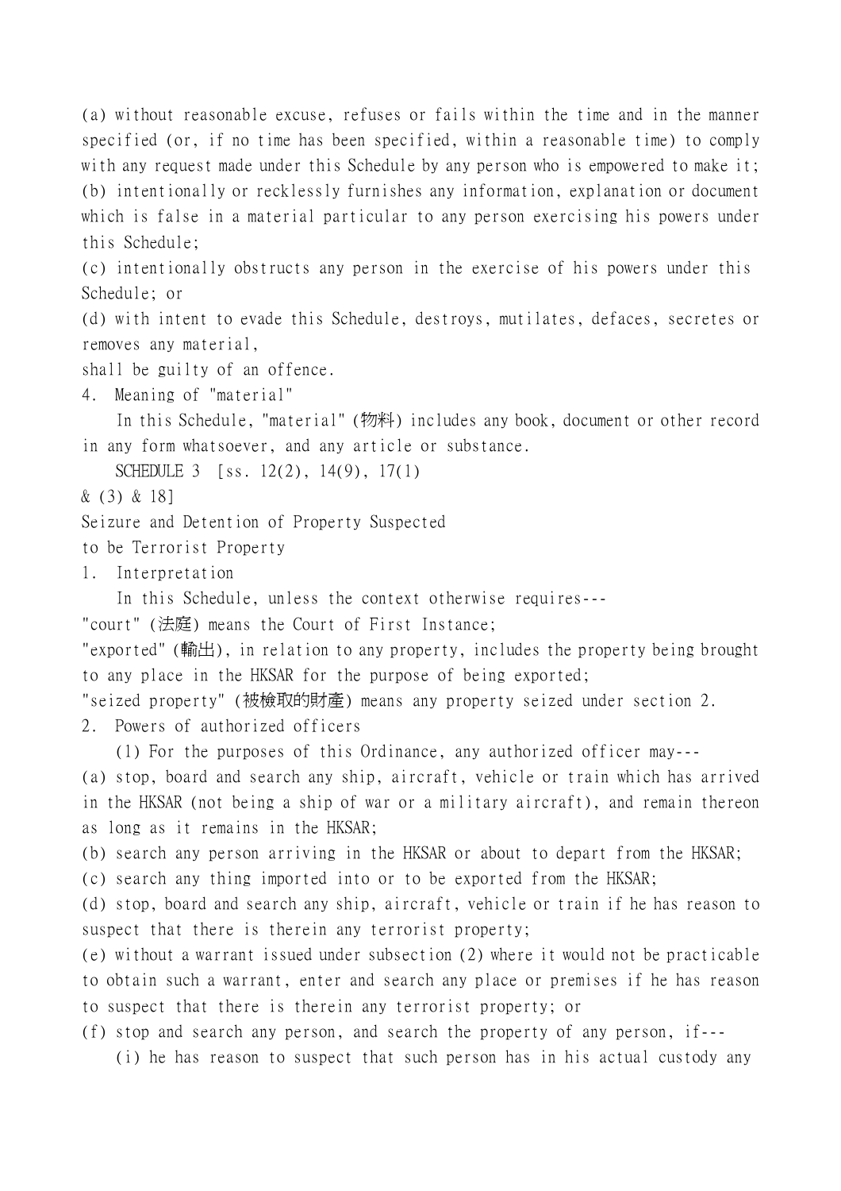(a) without reasonable excuse, refuses or fails within the time and in the manner specified (or, if no time has been specified, within a reasonable time) to comply with any request made under this Schedule by any person who is empowered to make it;
(b) intentionally or recklessly furnishes any information, explanation or document which is false in a material particular to any person exercising his powers under this Schedule;
(c) intentionally obstructs any person in the exercise of his powers under this Schedule; or
(d) with intent to evade this Schedule, destroys, mutilates, defaces, secretes or removes any material,
shall be guilty of an offence.

4. Meaning of "material"

In this Schedule, "material" (物料) includes any book, document or other record in any form whatsoever, and any article or substance.

SCHEDULE 3 [ss. 12(2), 14(9), 17(1) & (3) & 18]

Seizure and Detention of Property Suspected to be Terrorist Property

1. Interpretation

In this Schedule, unless the context otherwise requires---
"court" (法庭) means the Court of First Instance;
"exported" (輸出), in relation to any property, includes the property being brought to any place in the HKSAR for the purpose of being exported;
"seized property" (被檢取的財產) means any property seized under section 2.

2. Powers of authorized officers

(1) For the purposes of this Ordinance, any authorized officer may---
(a) stop, board and search any ship, aircraft, vehicle or train which has arrived in the HKSAR (not being a ship of war or a military aircraft), and remain thereon as long as it remains in the HKSAR;
(b) search any person arriving in the HKSAR or about to depart from the HKSAR;
(c) search any thing imported into or to be exported from the HKSAR;
(d) stop, board and search any ship, aircraft, vehicle or train if he has reason to suspect that there is therein any terrorist property;
(e) without a warrant issued under subsection (2) where it would not be practicable to obtain such a warrant, enter and search any place or premises if he has reason to suspect that there is therein any terrorist property; or
(f) stop and search any person, and search the property of any person, if---
(i) he has reason to suspect that such person has in his actual custody any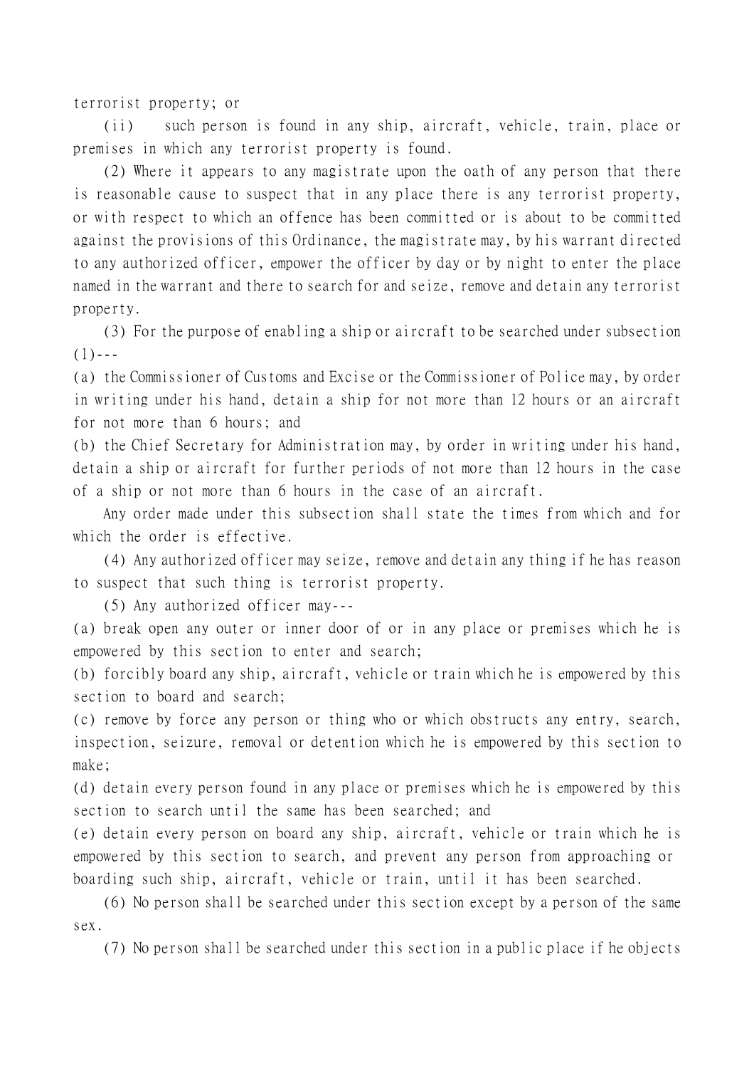terrorist property; or

(ii) such person is found in any ship, aircraft, vehicle, train, place or premises in which any terrorist property is found.

(2) Where it appears to any magistrate upon the oath of any person that there is reasonable cause to suspect that in any place there is any terrorist property, or with respect to which an offence has been committed or is about to be committed against the provisions of this Ordinance, the magistrate may, by his warrant directed to any authorized officer, empower the officer by day or by night to enter the place named in the warrant and there to search for and seize, remove and detain any terrorist property.

(3) For the purpose of enabling a ship or aircraft to be searched under subsection (1)---

(a) the Commissioner of Customs and Excise or the Commissioner of Police may, by order in writing under his hand, detain a ship for not more than 12 hours or an aircraft for not more than 6 hours; and

(b) the Chief Secretary for Administration may, by order in writing under his hand, detain a ship or aircraft for further periods of not more than 12 hours in the case of a ship or not more than 6 hours in the case of an aircraft.

Any order made under this subsection shall state the times from which and for which the order is effective.

(4) Any authorized officer may seize, remove and detain any thing if he has reason to suspect that such thing is terrorist property.

(5) Any authorized officer may---

(a) break open any outer or inner door of or in any place or premises which he is empowered by this section to enter and search;

(b) forcibly board any ship, aircraft, vehicle or train which he is empowered by this section to board and search;

(c) remove by force any person or thing who or which obstructs any entry, search, inspection, seizure, removal or detention which he is empowered by this section to make;

(d) detain every person found in any place or premises which he is empowered by this section to search until the same has been searched; and

(e) detain every person on board any ship, aircraft, vehicle or train which he is empowered by this section to search, and prevent any person from approaching or boarding such ship, aircraft, vehicle or train, until it has been searched.

(6) No person shall be searched under this section except by a person of the same sex.

(7) No person shall be searched under this section in a public place if he objects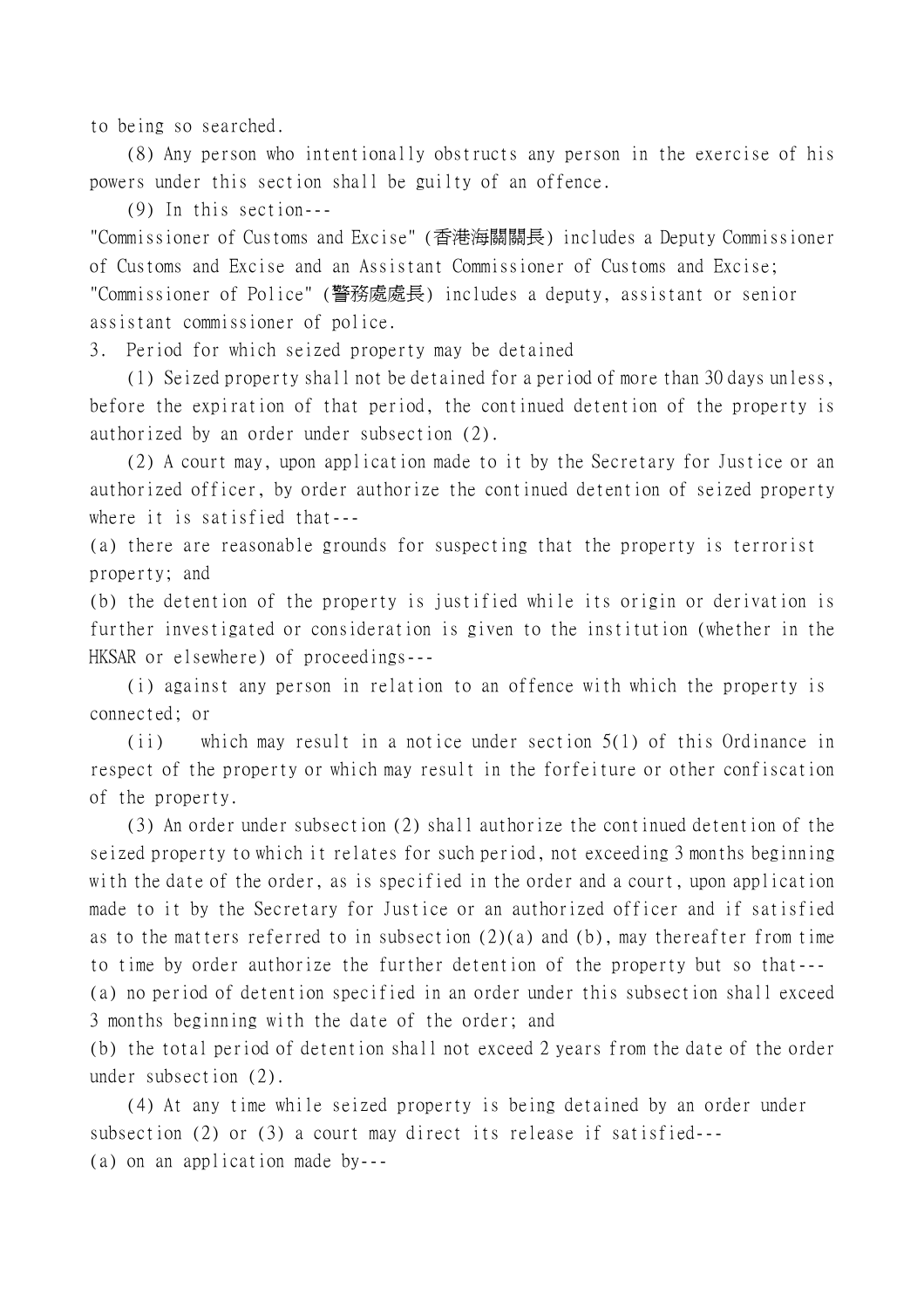to being so searched.

(8) Any person who intentionally obstructs any person in the exercise of his powers under this section shall be guilty of an offence.

(9) In this section---

"Commissioner of Customs and Excise" (香港海關關長) includes a Deputy Commissioner of Customs and Excise and an Assistant Commissioner of Customs and Excise;

"Commissioner of Police" (警務處處長) includes a deputy, assistant or senior assistant commissioner of police.

3. Period for which seized property may be detained

(1) Seized property shall not be detained for a period of more than 30 days unless, before the expiration of that period, the continued detention of the property is authorized by an order under subsection (2).

(2) A court may, upon application made to it by the Secretary for Justice or an authorized officer, by order authorize the continued detention of seized property where it is satisfied that---

(a) there are reasonable grounds for suspecting that the property is terrorist property; and

(b) the detention of the property is justified while its origin or derivation is further investigated or consideration is given to the institution (whether in the HKSAR or elsewhere) of proceedings---

(i) against any person in relation to an offence with which the property is connected; or

(ii) which may result in a notice under section 5(1) of this Ordinance in respect of the property or which may result in the forfeiture or other confiscation of the property.

(3) An order under subsection (2) shall authorize the continued detention of the seized property to which it relates for such period, not exceeding 3 months beginning with the date of the order, as is specified in the order and a court, upon application made to it by the Secretary for Justice or an authorized officer and if satisfied as to the matters referred to in subsection (2)(a) and (b), may thereafter from time to time by order authorize the further detention of the property but so that---

(a) no period of detention specified in an order under this subsection shall exceed 3 months beginning with the date of the order; and

(b) the total period of detention shall not exceed 2 years from the date of the order under subsection (2).

(4) At any time while seized property is being detained by an order under subsection (2) or (3) a court may direct its release if satisfied---

(a) on an application made by---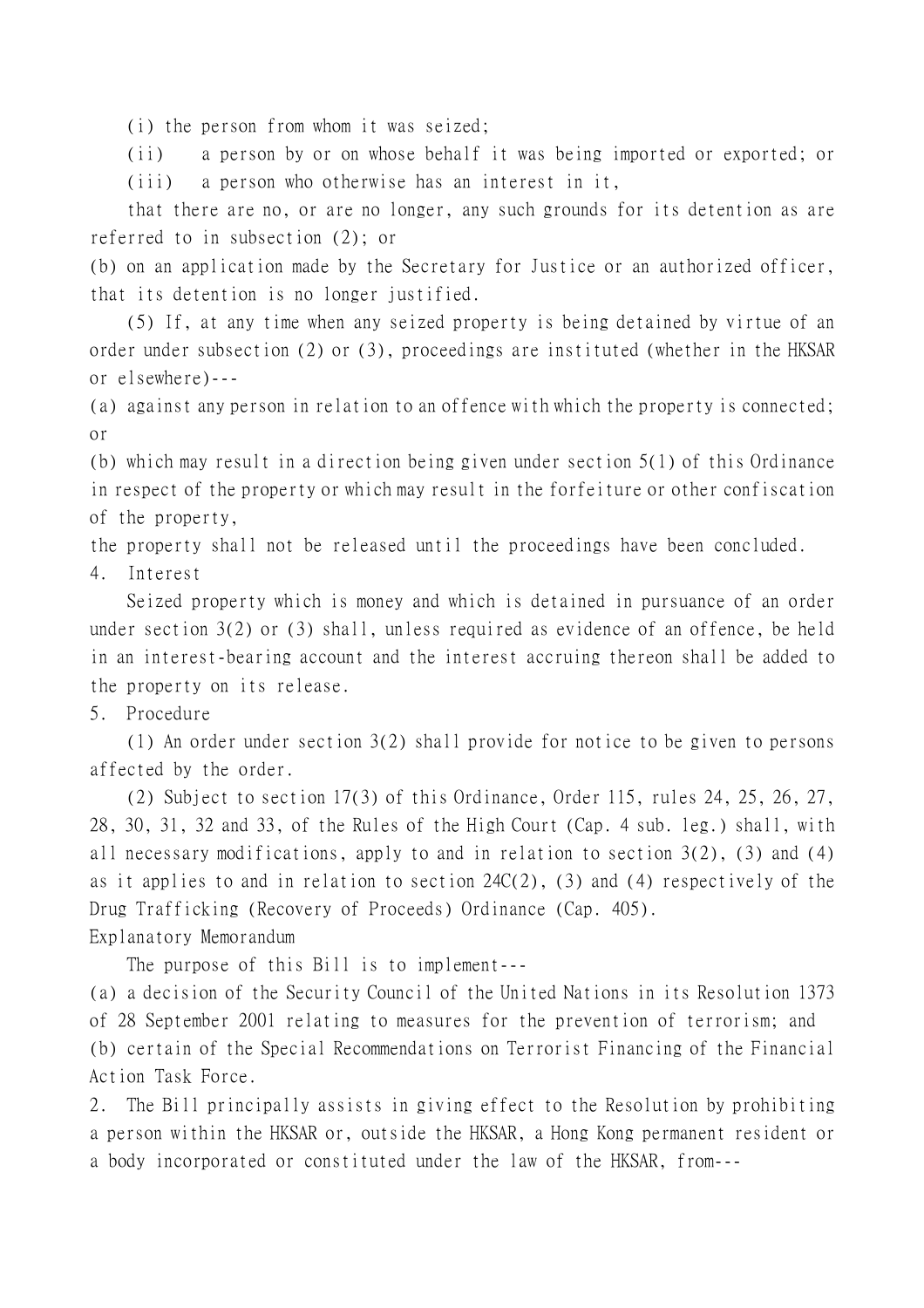(i) the person from whom it was seized;

(ii) a person by or on whose behalf it was being imported or exported; or

(iii) a person who otherwise has an interest in it,

that there are no, or are no longer, any such grounds for its detention as are referred to in subsection (2); or

(b) on an application made by the Secretary for Justice or an authorized officer, that its detention is no longer justified.

(5) If, at any time when any seized property is being detained by virtue of an order under subsection (2) or (3), proceedings are instituted (whether in the HKSAR or elsewhere)---

(a) against any person in relation to an offence with which the property is connected; or

(b) which may result in a direction being given under section 5(1) of this Ordinance in respect of the property or which may result in the forfeiture or other confiscation of the property,

the property shall not be released until the proceedings have been concluded.

4. Interest

Seized property which is money and which is detained in pursuance of an order under section 3(2) or (3) shall, unless required as evidence of an offence, be held in an interest-bearing account and the interest accruing thereon shall be added to the property on its release.

5. Procedure

(1) An order under section 3(2) shall provide for notice to be given to persons affected by the order.

(2) Subject to section 17(3) of this Ordinance, Order 115, rules 24, 25, 26, 27, 28, 30, 31, 32 and 33, of the Rules of the High Court (Cap. 4 sub. leg.) shall, with all necessary modifications, apply to and in relation to section 3(2), (3) and (4) as it applies to and in relation to section 24C(2), (3) and (4) respectively of the Drug Trafficking (Recovery of Proceeds) Ordinance (Cap. 405).

Explanatory Memorandum

The purpose of this Bill is to implement---

(a) a decision of the Security Council of the United Nations in its Resolution 1373 of 28 September 2001 relating to measures for the prevention of terrorism; and

(b) certain of the Special Recommendations on Terrorist Financing of the Financial Action Task Force.

2. The Bill principally assists in giving effect to the Resolution by prohibiting a person within the HKSAR or, outside the HKSAR, a Hong Kong permanent resident or a body incorporated or constituted under the law of the HKSAR, from---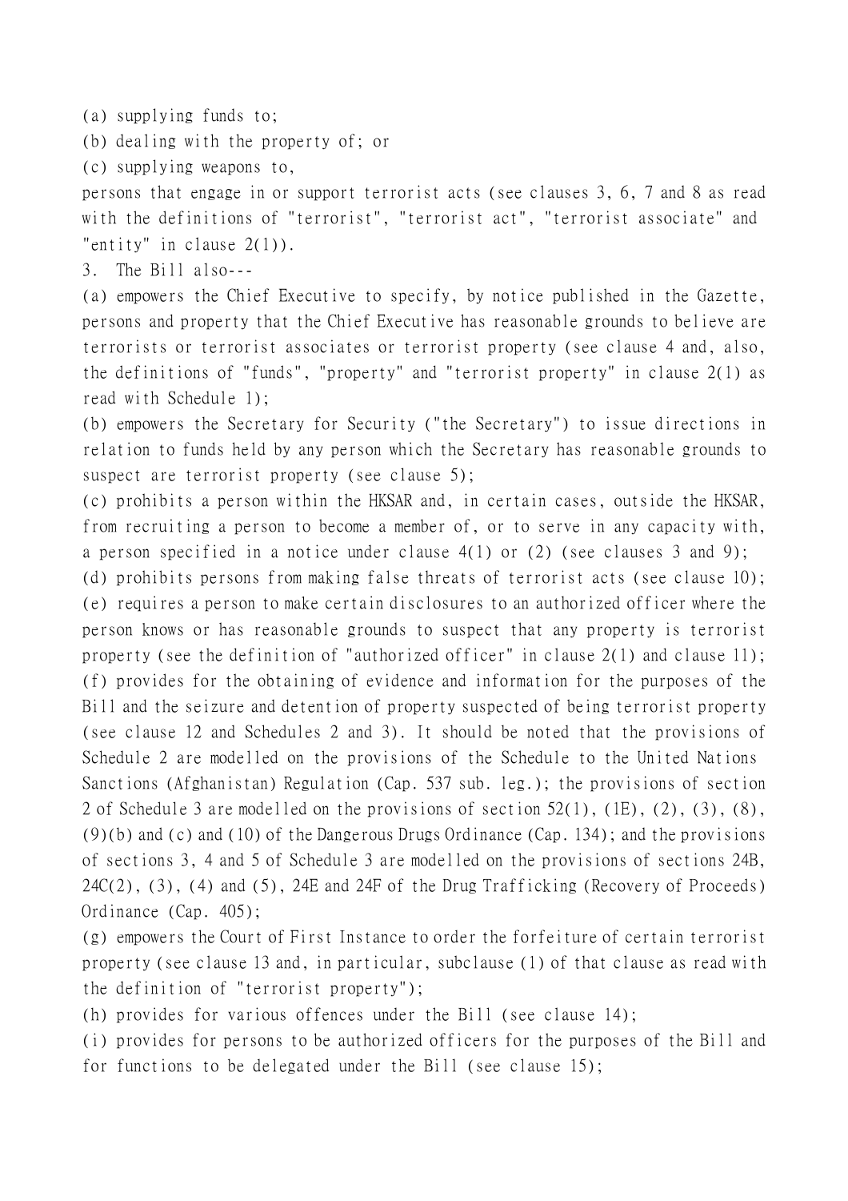(a) supplying funds to;

(b) dealing with the property of; or

(c) supplying weapons to,

persons that engage in or support terrorist acts (see clauses 3, 6, 7 and 8 as read with the definitions of "terrorist", "terrorist act", "terrorist associate" and "entity" in clause 2(1)).

3. The Bill also---

(a) empowers the Chief Executive to specify, by notice published in the Gazette, persons and property that the Chief Executive has reasonable grounds to believe are terrorists or terrorist associates or terrorist property (see clause 4 and, also, the definitions of "funds", "property" and "terrorist property" in clause 2(1) as read with Schedule 1);

(b) empowers the Secretary for Security ("the Secretary") to issue directions in relation to funds held by any person which the Secretary has reasonable grounds to suspect are terrorist property (see clause 5);

(c) prohibits a person within the HKSAR and, in certain cases, outside the HKSAR, from recruiting a person to become a member of, or to serve in any capacity with, a person specified in a notice under clause 4(1) or (2) (see clauses 3 and 9);

(d) prohibits persons from making false threats of terrorist acts (see clause 10);

(e) requires a person to make certain disclosures to an authorized officer where the person knows or has reasonable grounds to suspect that any property is terrorist property (see the definition of "authorized officer" in clause 2(1) and clause 11);

(f) provides for the obtaining of evidence and information for the purposes of the Bill and the seizure and detention of property suspected of being terrorist property (see clause 12 and Schedules 2 and 3). It should be noted that the provisions of Schedule 2 are modelled on the provisions of the Schedule to the United Nations Sanctions (Afghanistan) Regulation (Cap. 537 sub. leg.); the provisions of section 2 of Schedule 3 are modelled on the provisions of section 52(1), (1E), (2), (3), (8), (9)(b) and (c) and (10) of the Dangerous Drugs Ordinance (Cap. 134); and the provisions of sections 3, 4 and 5 of Schedule 3 are modelled on the provisions of sections 24B, 24C(2), (3), (4) and (5), 24E and 24F of the Drug Trafficking (Recovery of Proceeds) Ordinance (Cap. 405);

(g) empowers the Court of First Instance to order the forfeiture of certain terrorist property (see clause 13 and, in particular, subclause (1) of that clause as read with the definition of "terrorist property");

(h) provides for various offences under the Bill (see clause 14);

(i) provides for persons to be authorized officers for the purposes of the Bill and for functions to be delegated under the Bill (see clause 15);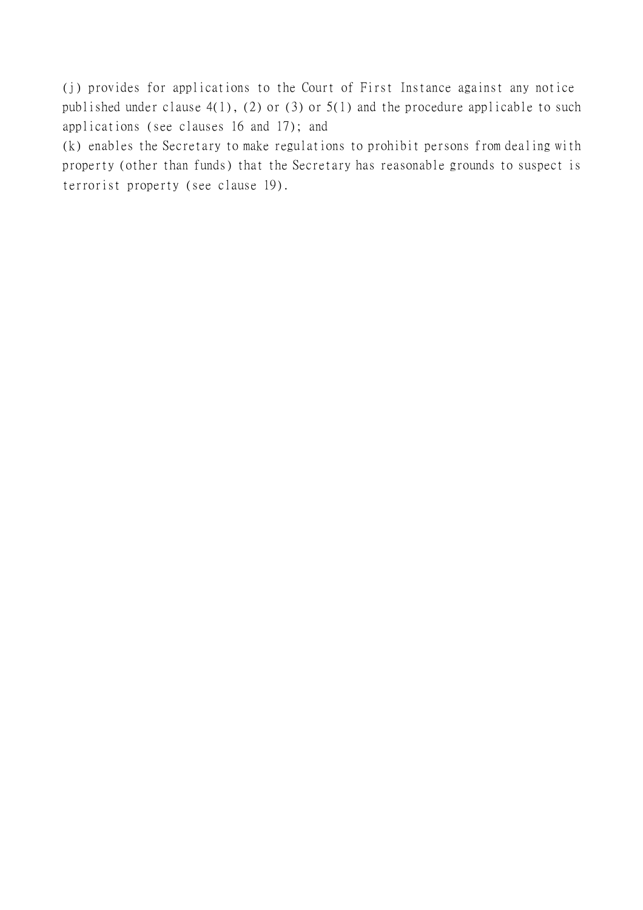(j) provides for applications to the Court of First Instance against any notice published under clause 4(1), (2) or (3) or 5(1) and the procedure applicable to such applications (see clauses 16 and 17); and

(k) enables the Secretary to make regulations to prohibit persons from dealing with property (other than funds) that the Secretary has reasonable grounds to suspect is terrorist property (see clause 19).